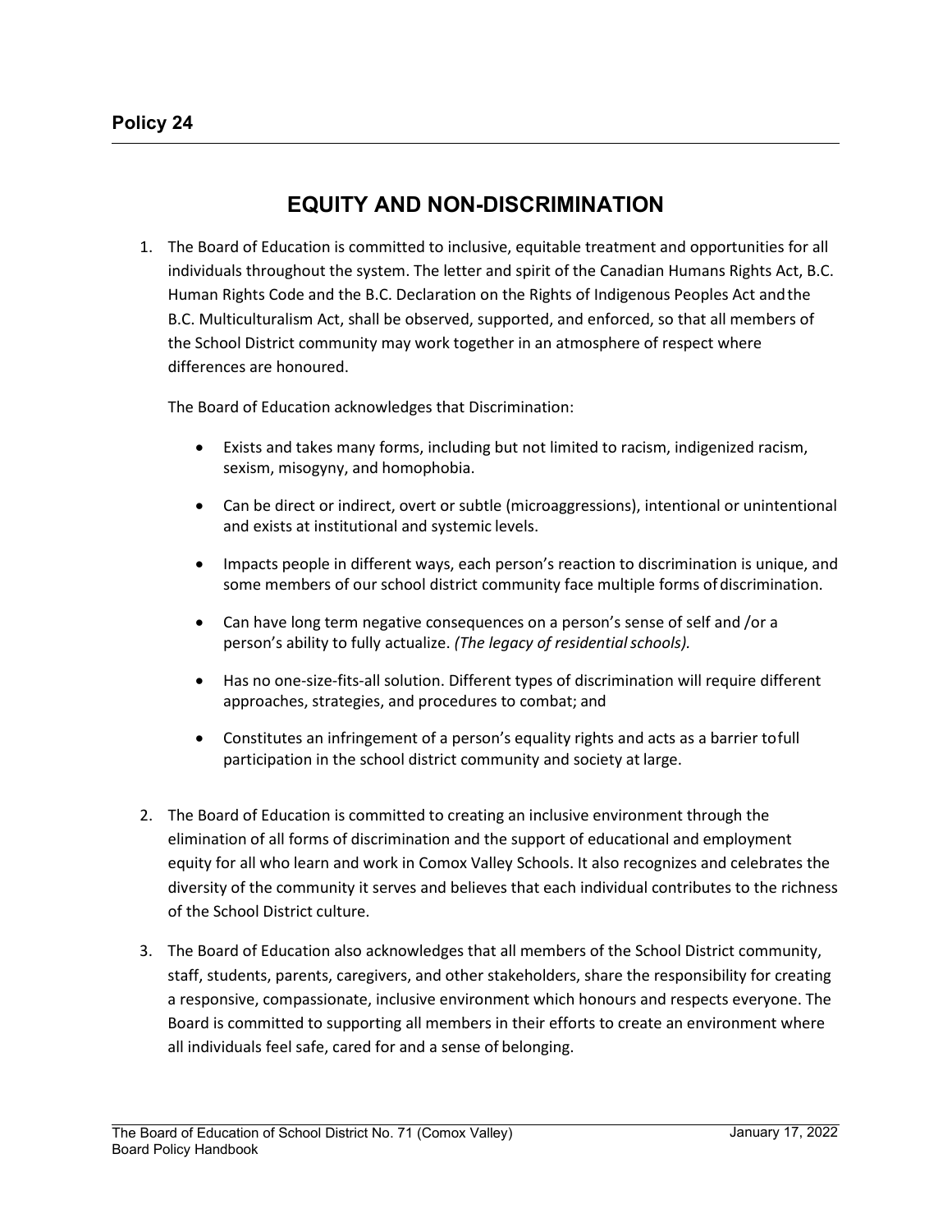**Policy 24**

# EQUITY AND NON-DISCRIMINATION

1. The Board of Education is committed to inclusive, equitable treatment and opportunities for all individuals throughout the system. The letter and spirit of the Canadian Humans Rights Act, B.C. Human Rights Code and the B.C. Declaration on the Rights of Indigenous Peoples Act and the B.C. Multiculturalism Act, shall be observed, supported, and enforced, so that all members of the School District community may work together in an atmosphere of respect where differences are honoured.

   The Board of Education acknowledges that Discrimination:

   - Exists and takes many forms, including but not limited to racism, indigenized racism, sexism, misogyny, and homophobia.
   - Can be direct or indirect, overt or subtle (microaggressions), intentional or unintentional and exists at institutional and systemic levels.
   - Impacts people in different ways, each person's reaction to discrimination is unique, and some members of our school district community face multiple forms of discrimination.
   - Can have long term negative consequences on a person's sense of self and /or a person's ability to fully actualize. *(The legacy of residential schools).*
   - Has no one-size-fits-all solution. Different types of discrimination will require different approaches, strategies, and procedures to combat; and
   - Constitutes an infringement of a person's equality rights and acts as a barrier to full participation in the school district community and society at large.

2. The Board of Education is committed to creating an inclusive environment through the elimination of all forms of discrimination and the support of educational and employment equity for all who learn and work in Comox Valley Schools. It also recognizes and celebrates the diversity of the community it serves and believes that each individual contributes to the richness of the School District culture.

3. The Board of Education also acknowledges that all members of the School District community, staff, students, parents, caregivers, and other stakeholders, share the responsibility for creating a responsive, compassionate, inclusive environment which honours and respects everyone. The Board is committed to supporting all members in their efforts to create an environment where all individuals feel safe, cared for and a sense of belonging.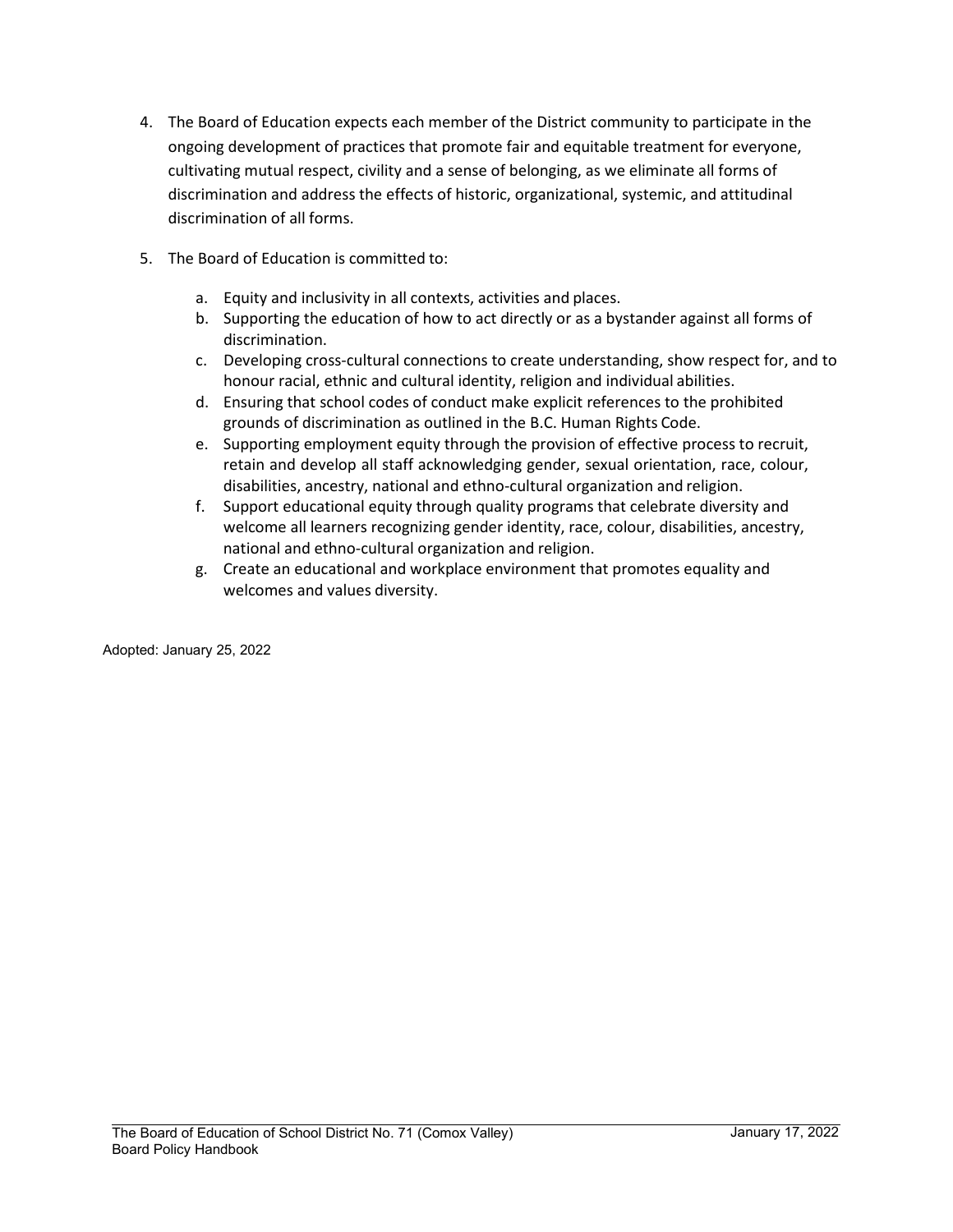4. The Board of Education expects each member of the District community to participate in the ongoing development of practices that promote fair and equitable treatment for everyone, cultivating mutual respect, civility and a sense of belonging, as we eliminate all forms of discrimination and address the effects of historic, organizational, systemic, and attitudinal discrimination of all forms.

5. The Board of Education is committed to:

   a. Equity and inclusivity in all contexts, activities and places.
   b. Supporting the education of how to act directly or as a bystander against all forms of discrimination.
   c. Developing cross-cultural connections to create understanding, show respect for, and to honour racial, ethnic and cultural identity, religion and individual abilities.
   d. Ensuring that school codes of conduct make explicit references to the prohibited grounds of discrimination as outlined in the B.C. Human Rights Code.
   e. Supporting employment equity through the provision of effective process to recruit, retain and develop all staff acknowledging gender, sexual orientation, race, colour, disabilities, ancestry, national and ethno-cultural organization and religion.
   f. Support educational equity through quality programs that celebrate diversity and welcome all learners recognizing gender identity, race, colour, disabilities, ancestry, national and ethno-cultural organization and religion.
   g. Create an educational and workplace environment that promotes equality and welcomes and values diversity.

Adopted: January 25, 2022